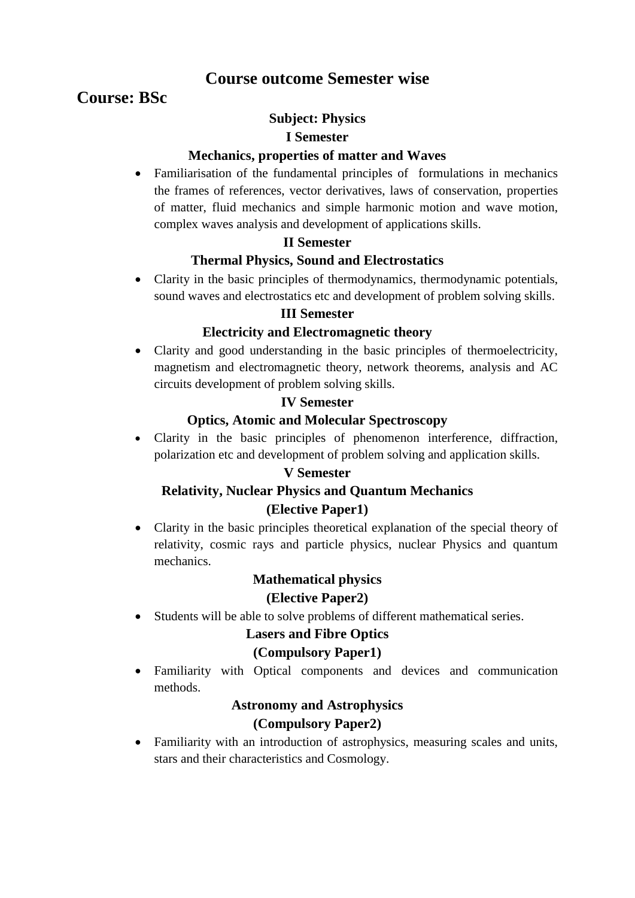# Course outcome Semester wise

## Course: BSc

### Subject: Physics

### I Semester

### Mechanics, properties of matter and Waves

- Familiarisation of the fundamental principles of formulations in mechanics the frames of references, vector derivatives, laws of conservation, properties of matter, fluid mechanics and simple harmonic motion and wave motion, complex waves analysis and development of applications skills.

### II Semester

### Thermal Physics, Sound and Electrostatics

- Clarity in the basic principles of thermodynamics, thermodynamic potentials, sound waves and electrostatics etc and development of problem solving skills.

### III Semester

### Electricity and Electromagnetic theory

- Clarity and good understanding in the basic principles of thermoelectricity, magnetism and electromagnetic theory, network theorems, analysis and AC circuits development of problem solving skills.

### IV Semester

### Optics, Atomic and Molecular Spectroscopy

- Clarity in the basic principles of phenomenon interference, diffraction, polarization etc and development of problem solving and application skills.

### V Semester

### Relativity, Nuclear Physics and Quantum Mechanics (Elective Paper1)

- Clarity in the basic principles theoretical explanation of the special theory of relativity, cosmic rays and particle physics, nuclear Physics and quantum mechanics.

### Mathematical physics (Elective Paper2)

- Students will be able to solve problems of different mathematical series.

### Lasers and Fibre Optics (Compulsory Paper1)

- Familiarity with Optical components and devices and communication methods.

### Astronomy and Astrophysics (Compulsory Paper2)

- Familiarity with an introduction of astrophysics, measuring scales and units, stars and their characteristics and Cosmology.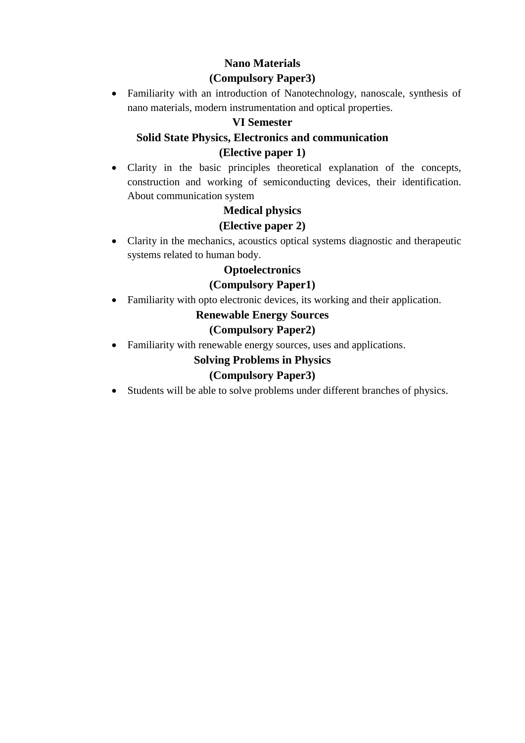**Nano Materials**

**(Compulsory Paper3)**

- Familiarity with an introduction of Nanotechnology, nanoscale, synthesis of nano materials, modern instrumentation and optical properties.

## VI Semester

**Solid State Physics, Electronics and communication**

**(Elective paper 1)**

- Clarity in the basic principles theoretical explanation of the concepts, construction and working of semiconducting devices, their identification. About communication system

**Medical physics**

**(Elective paper 2)**

- Clarity in the mechanics, acoustics optical systems diagnostic and therapeutic systems related to human body.

**Optoelectronics**

**(Compulsory Paper1)**

- Familiarity with opto electronic devices, its working and their application.

**Renewable Energy Sources**

**(Compulsory Paper2)**

- Familiarity with renewable energy sources, uses and applications.

**Solving Problems in Physics**

**(Compulsory Paper3)**

- Students will be able to solve problems under different branches of physics.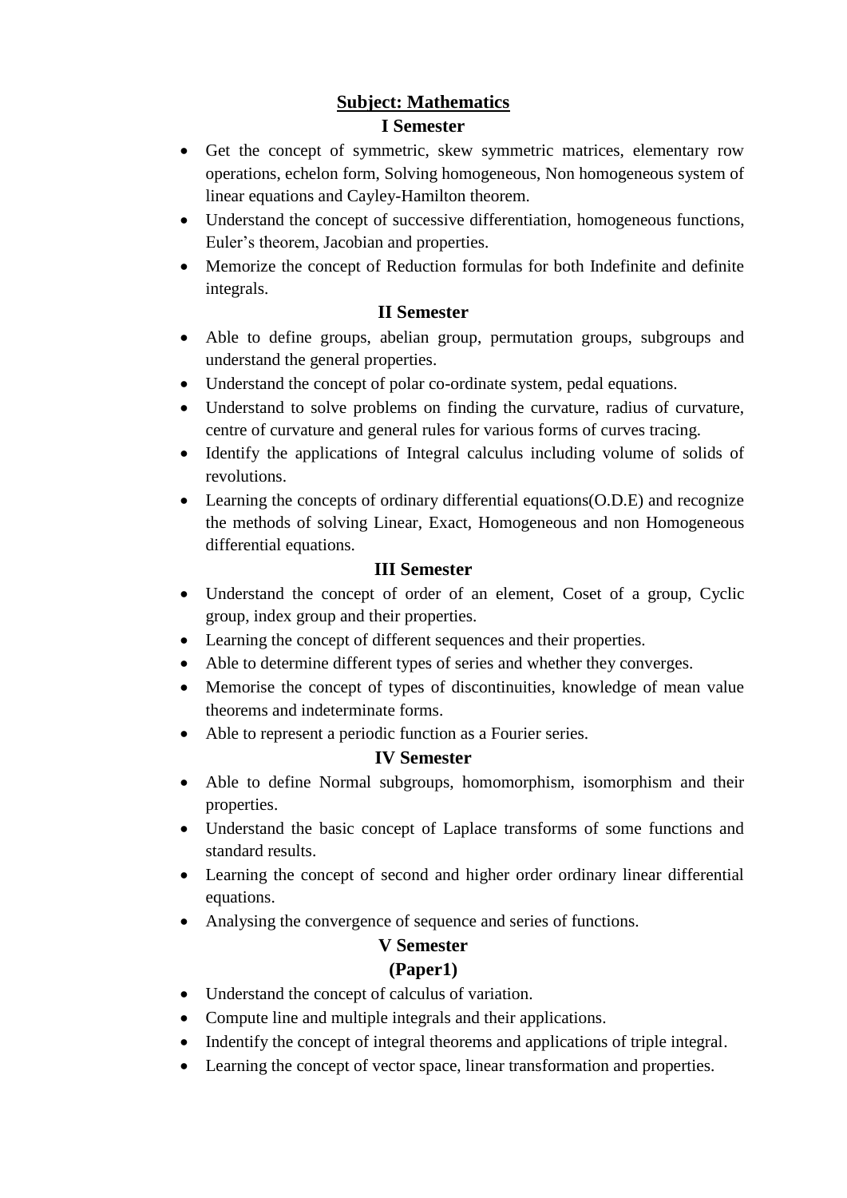## Subject: Mathematics

### I Semester

- Get the concept of symmetric, skew symmetric matrices, elementary row operations, echelon form, Solving homogeneous, Non homogeneous system of linear equations and Cayley-Hamilton theorem.
- Understand the concept of successive differentiation, homogeneous functions, Euler's theorem, Jacobian and properties.
- Memorize the concept of Reduction formulas for both Indefinite and definite integrals.

### II Semester

- Able to define groups, abelian group, permutation groups, subgroups and understand the general properties.
- Understand the concept of polar co-ordinate system, pedal equations.
- Understand to solve problems on finding the curvature, radius of curvature, centre of curvature and general rules for various forms of curves tracing.
- Identify the applications of Integral calculus including volume of solids of revolutions.
- Learning the concepts of ordinary differential equations(O.D.E) and recognize the methods of solving Linear, Exact, Homogeneous and non Homogeneous differential equations.

### III Semester

- Understand the concept of order of an element, Coset of a group, Cyclic group, index group and their properties.
- Learning the concept of different sequences and their properties.
- Able to determine different types of series and whether they converges.
- Memorise the concept of types of discontinuities, knowledge of mean value theorems and indeterminate forms.
- Able to represent a periodic function as a Fourier series.

### IV Semester

- Able to define Normal subgroups, homomorphism, isomorphism and their properties.
- Understand the basic concept of Laplace transforms of some functions and standard results.
- Learning the concept of second and higher order ordinary linear differential equations.
- Analysing the convergence of sequence and series of functions.

### V Semester

#### (Paper1)

- Understand the concept of calculus of variation.
- Compute line and multiple integrals and their applications.
- Indentify the concept of integral theorems and applications of triple integral.
- Learning the concept of vector space, linear transformation and properties.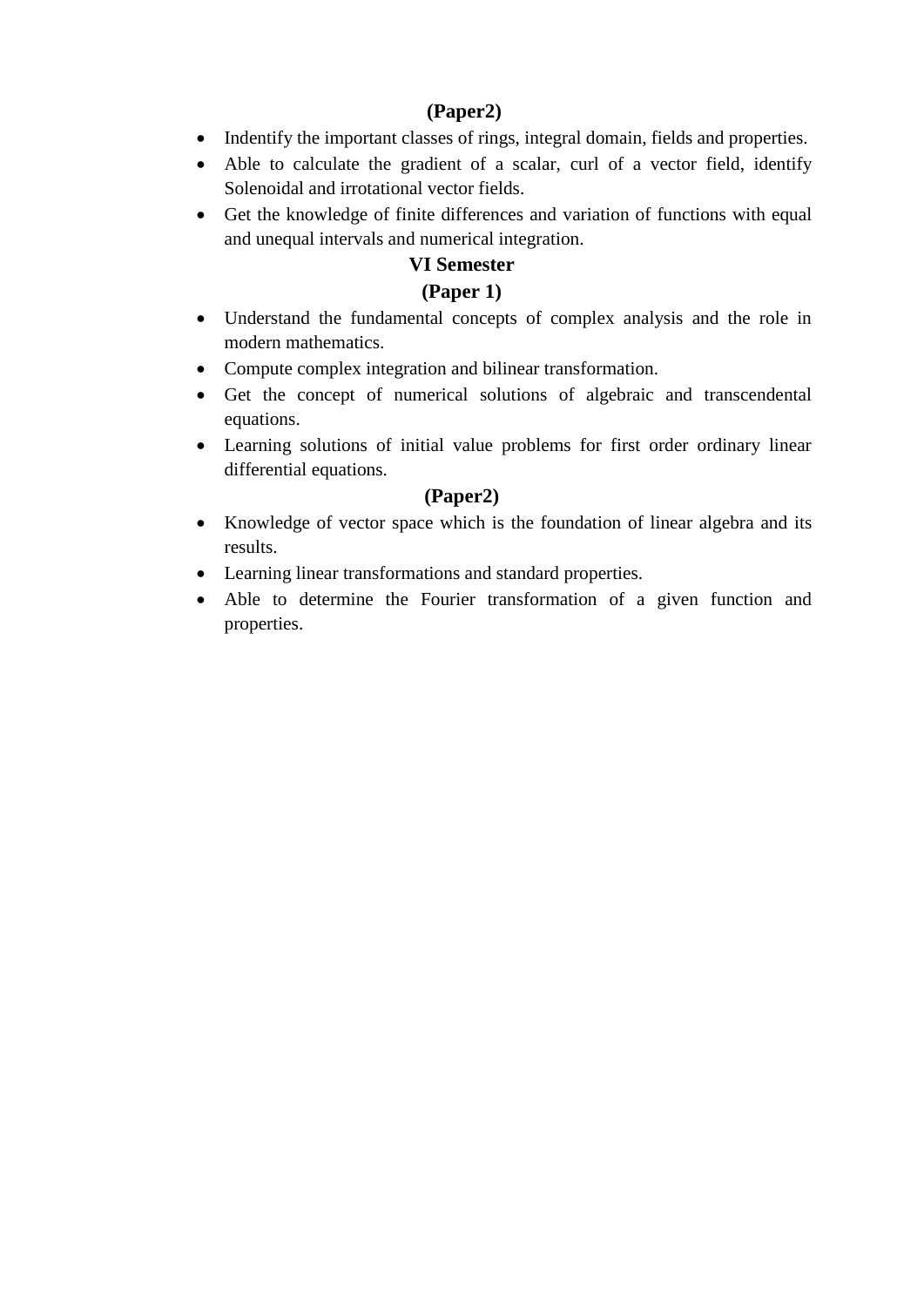**(Paper2)**

- Indentify the important classes of rings, integral domain, fields and properties.
- Able to calculate the gradient of a scalar, curl of a vector field, identify Solenoidal and irrotational vector fields.
- Get the knowledge of finite differences and variation of functions with equal and unequal intervals and numerical integration.

**VI Semester**

**(Paper 1)**

- Understand the fundamental concepts of complex analysis and the role in modern mathematics.
- Compute complex integration and bilinear transformation.
- Get the concept of numerical solutions of algebraic and transcendental equations.
- Learning solutions of initial value problems for first order ordinary linear differential equations.

**(Paper2)**

- Knowledge of vector space which is the foundation of linear algebra and its results.
- Learning linear transformations and standard properties.
- Able to determine the Fourier transformation of a given function and properties.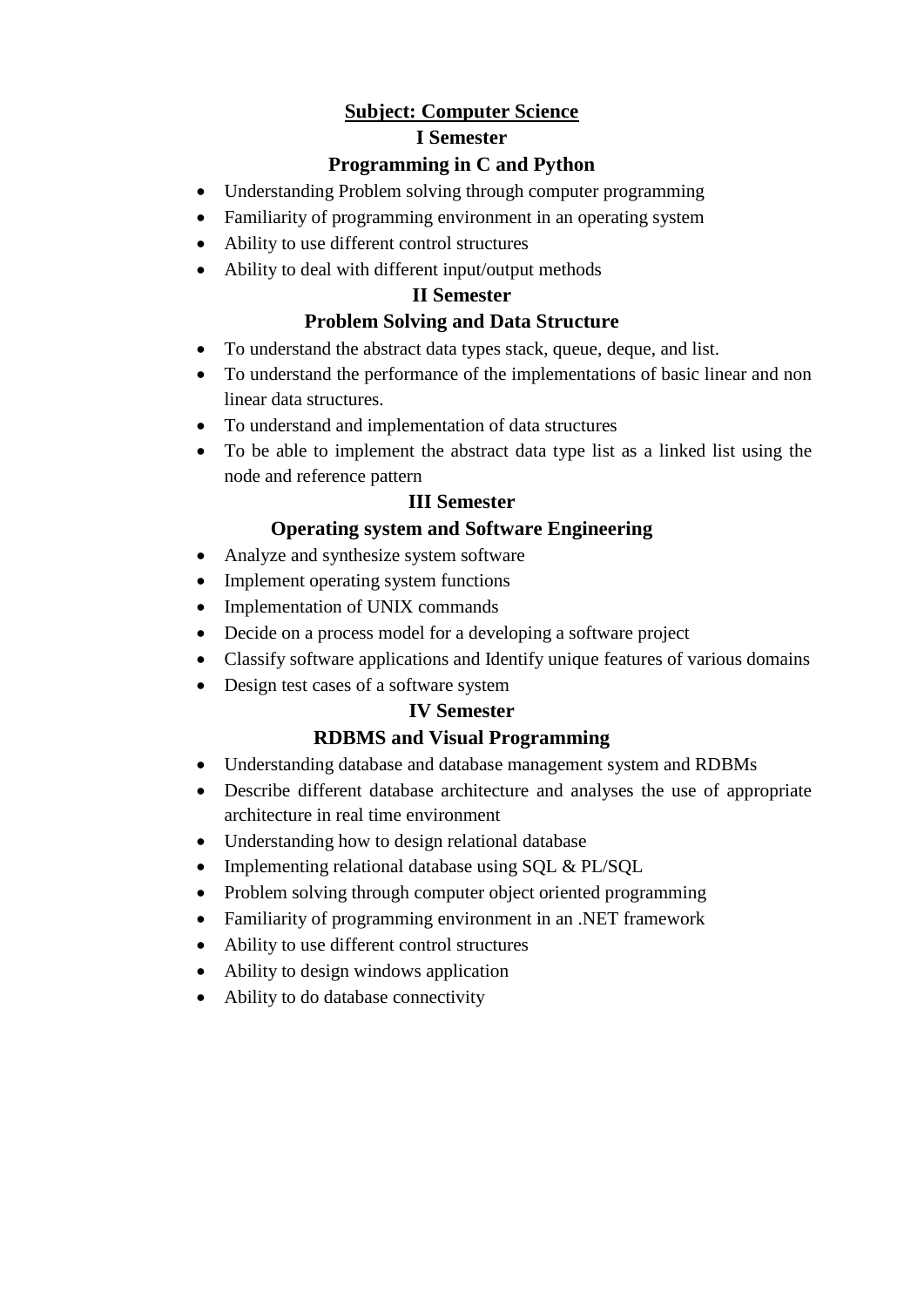## Subject: Computer Science

### I Semester

### Programming in C and Python

- Understanding Problem solving through computer programming
- Familiarity of programming environment in an operating system
- Ability to use different control structures
- Ability to deal with different input/output methods

### II Semester

### Problem Solving and Data Structure

- To understand the abstract data types stack, queue, deque, and list.
- To understand the performance of the implementations of basic linear and non linear data structures.
- To understand and implementation of data structures
- To be able to implement the abstract data type list as a linked list using the node and reference pattern

### III Semester

### Operating system and Software Engineering

- Analyze and synthesize system software
- Implement operating system functions
- Implementation of UNIX commands
- Decide on a process model for a developing a software project
- Classify software applications and Identify unique features of various domains
- Design test cases of a software system

### IV Semester

### RDBMS and Visual Programming

- Understanding database and database management system and RDBMs
- Describe different database architecture and analyses the use of appropriate architecture in real time environment
- Understanding how to design relational database
- Implementing relational database using SQL & PL/SQL
- Problem solving through computer object oriented programming
- Familiarity of programming environment in an .NET framework
- Ability to use different control structures
- Ability to design windows application
- Ability to do database connectivity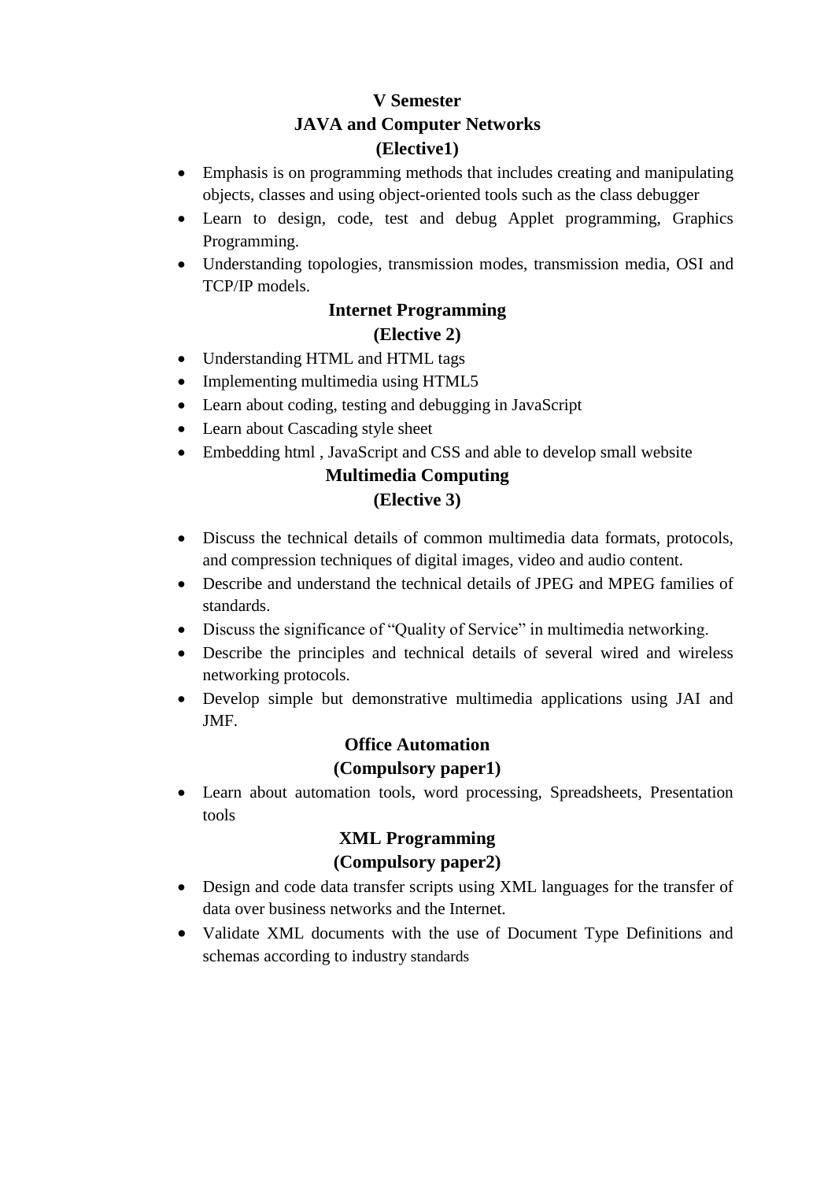## V Semester

### JAVA and Computer Networks
### (Elective1)

- Emphasis is on programming methods that includes creating and manipulating objects, classes and using object-oriented tools such as the class debugger
- Learn to design, code, test and debug Applet programming, Graphics Programming.
- Understanding topologies, transmission modes, transmission media, OSI and TCP/IP models.

### Internet Programming
### (Elective 2)

- Understanding HTML and HTML tags
- Implementing multimedia using HTML5
- Learn about coding, testing and debugging in JavaScript
- Learn about Cascading style sheet
- Embedding html , JavaScript and CSS and able to develop small website

### Multimedia Computing
### (Elective 3)

- Discuss the technical details of common multimedia data formats, protocols, and compression techniques of digital images, video and audio content.
- Describe and understand the technical details of JPEG and MPEG families of standards.
- Discuss the significance of "Quality of Service" in multimedia networking.
- Describe the principles and technical details of several wired and wireless networking protocols.
- Develop simple but demonstrative multimedia applications using JAI and JMF.

### Office Automation
### (Compulsory paper1)

- Learn about automation tools, word processing, Spreadsheets, Presentation tools

### XML Programming
### (Compulsory paper2)

- Design and code data transfer scripts using XML languages for the transfer of data over business networks and the Internet.
- Validate XML documents with the use of Document Type Definitions and schemas according to industry standards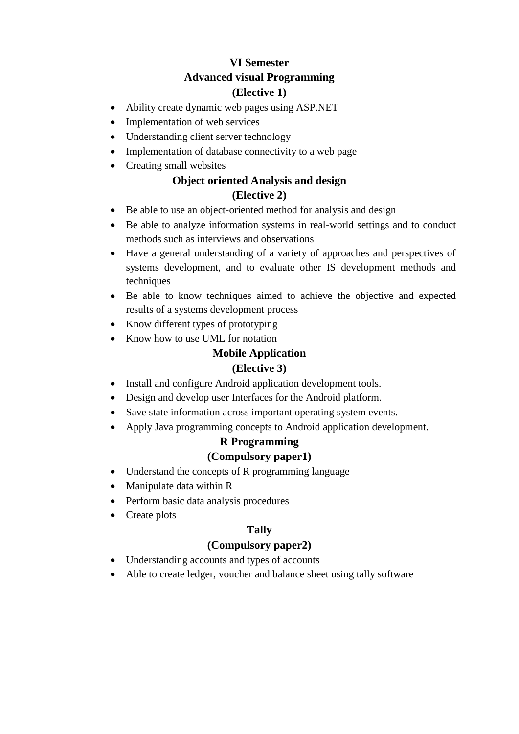## VI Semester

### Advanced visual Programming
### (Elective 1)

- Ability create dynamic web pages using ASP.NET
- Implementation of web services
- Understanding client server technology
- Implementation of database connectivity to a web page
- Creating small websites

### Object oriented Analysis and design
### (Elective 2)

- Be able to use an object-oriented method for analysis and design
- Be able to analyze information systems in real-world settings and to conduct methods such as interviews and observations
- Have a general understanding of a variety of approaches and perspectives of systems development, and to evaluate other IS development methods and techniques
- Be able to know techniques aimed to achieve the objective and expected results of a systems development process
- Know different types of prototyping
- Know how to use UML for notation

### Mobile Application
### (Elective 3)

- Install and configure Android application development tools.
- Design and develop user Interfaces for the Android platform.
- Save state information across important operating system events.
- Apply Java programming concepts to Android application development.

### R Programming
### (Compulsory paper1)

- Understand the concepts of R programming language
- Manipulate data within R
- Perform basic data analysis procedures
- Create plots

### Tally
### (Compulsory paper2)

- Understanding accounts and types of accounts
- Able to create ledger, voucher and balance sheet using tally software